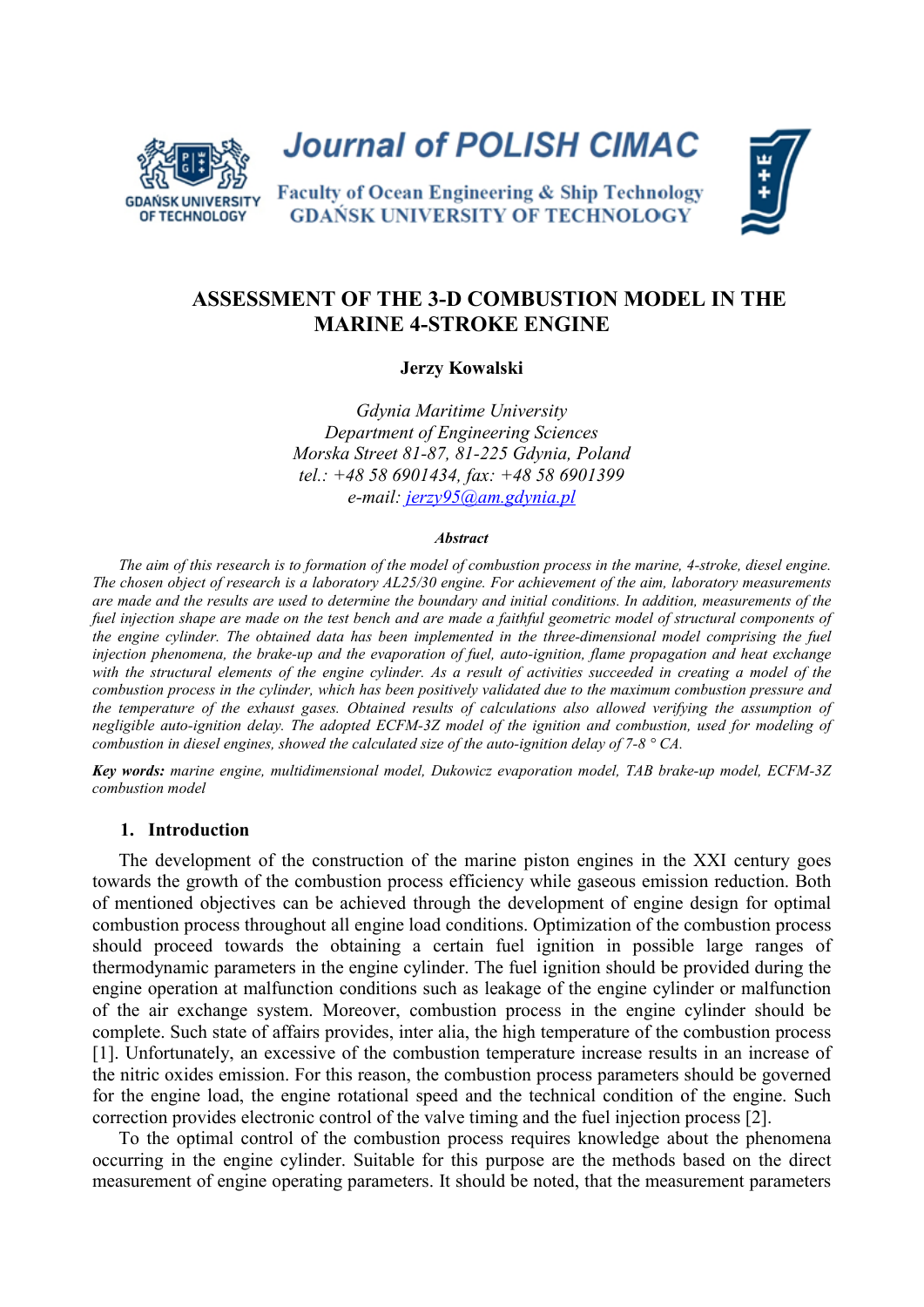Journal of POLISH CIMAC

Faculty of Ocean Engineering & Ship Technology
GDAŃSK UNIVERSITY OF TECHNOLOGY

# ASSESSMENT OF THE 3-D COMBUSTION MODEL IN THE MARINE 4-STROKE ENGINE

**Jerzy Kowalski**

*Gdynia Maritime University*
*Department of Engineering Sciences*
*Morska Street 81-87, 81-225 Gdynia, Poland*
*tel.: +48 58 6901434, fax: +48 58 6901399*
*e-mail: jerzy95@am.gdynia.pl*

***Abstract***

*The aim of this research is to formation of the model of combustion process in the marine, 4-stroke, diesel engine. The chosen object of research is a laboratory AL25/30 engine. For achievement of the aim, laboratory measurements are made and the results are used to determine the boundary and initial conditions. In addition, measurements of the fuel injection shape are made on the test bench and are made a faithful geometric model of structural components of the engine cylinder. The obtained data has been implemented in the three-dimensional model comprising the fuel injection phenomena, the brake-up and the evaporation of fuel, auto-ignition, flame propagation and heat exchange with the structural elements of the engine cylinder. As a result of activities succeeded in creating a model of the combustion process in the cylinder, which has been positively validated due to the maximum combustion pressure and the temperature of the exhaust gases. Obtained results of calculations also allowed verifying the assumption of negligible auto-ignition delay. The adopted ECFM-3Z model of the ignition and combustion, used for modeling of combustion in diesel engines, showed the calculated size of the auto-ignition delay of 7-8 ° CA.*

***Key words:*** *marine engine, multidimensional model, Dukowicz evaporation model, TAB brake-up model, ECFM-3Z combustion model*

## 1. Introduction

The development of the construction of the marine piston engines in the XXI century goes towards the growth of the combustion process efficiency while gaseous emission reduction. Both of mentioned objectives can be achieved through the development of engine design for optimal combustion process throughout all engine load conditions. Optimization of the combustion process should proceed towards the obtaining a certain fuel ignition in possible large ranges of thermodynamic parameters in the engine cylinder. The fuel ignition should be provided during the engine operation at malfunction conditions such as leakage of the engine cylinder or malfunction of the air exchange system. Moreover, combustion process in the engine cylinder should be complete. Such state of affairs provides, inter alia, the high temperature of the combustion process [1]. Unfortunately, an excessive of the combustion temperature increase results in an increase of the nitric oxides emission. For this reason, the combustion process parameters should be governed for the engine load, the engine rotational speed and the technical condition of the engine. Such correction provides electronic control of the valve timing and the fuel injection process [2].

To the optimal control of the combustion process requires knowledge about the phenomena occurring in the engine cylinder. Suitable for this purpose are the methods based on the direct measurement of engine operating parameters. It should be noted, that the measurement parameters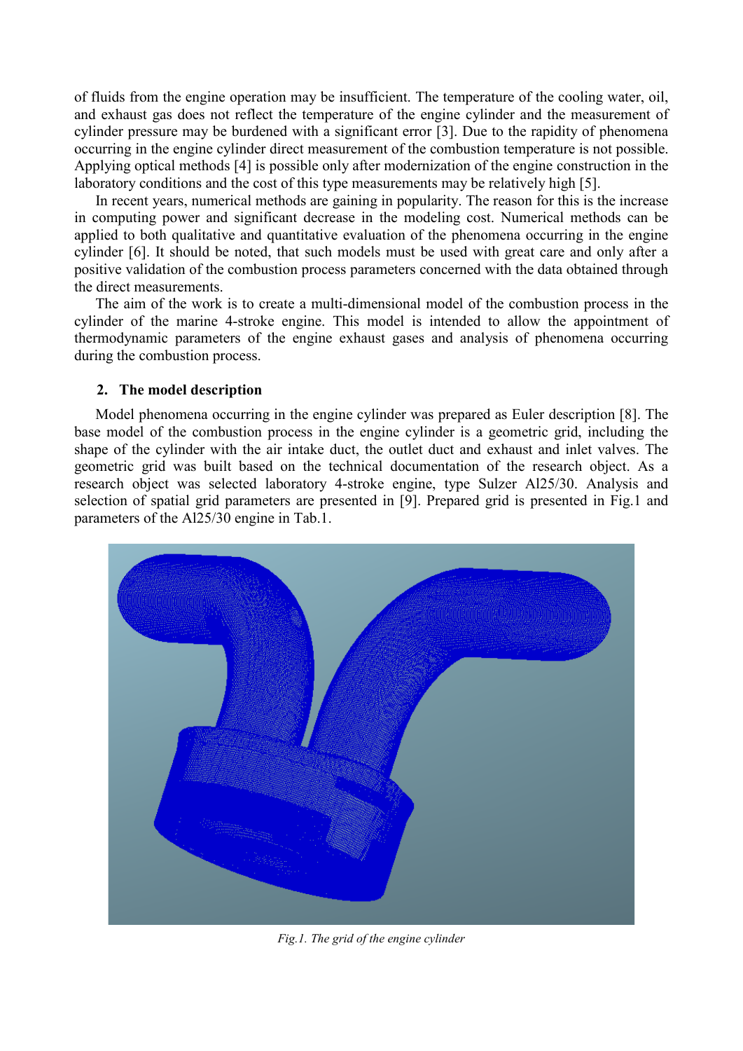of fluids from the engine operation may be insufficient. The temperature of the cooling water, oil, and exhaust gas does not reflect the temperature of the engine cylinder and the measurement of cylinder pressure may be burdened with a significant error [3]. Due to the rapidity of phenomena occurring in the engine cylinder direct measurement of the combustion temperature is not possible. Applying optical methods [4] is possible only after modernization of the engine construction in the laboratory conditions and the cost of this type measurements may be relatively high [5].

In recent years, numerical methods are gaining in popularity. The reason for this is the increase in computing power and significant decrease in the modeling cost. Numerical methods can be applied to both qualitative and quantitative evaluation of the phenomena occurring in the engine cylinder [6]. It should be noted, that such models must be used with great care and only after a positive validation of the combustion process parameters concerned with the data obtained through the direct measurements.

The aim of the work is to create a multi-dimensional model of the combustion process in the cylinder of the marine 4-stroke engine. This model is intended to allow the appointment of thermodynamic parameters of the engine exhaust gases and analysis of phenomena occurring during the combustion process.

## 2. The model description

Model phenomena occurring in the engine cylinder was prepared as Euler description [8]. The base model of the combustion process in the engine cylinder is a geometric grid, including the shape of the cylinder with the air intake duct, the outlet duct and exhaust and inlet valves. The geometric grid was built based on the technical documentation of the research object. As a research object was selected laboratory 4-stroke engine, type Sulzer Al25/30. Analysis and selection of spatial grid parameters are presented in [9]. Prepared grid is presented in Fig.1 and parameters of the Al25/30 engine in Tab.1.

*Fig.1. The grid of the engine cylinder*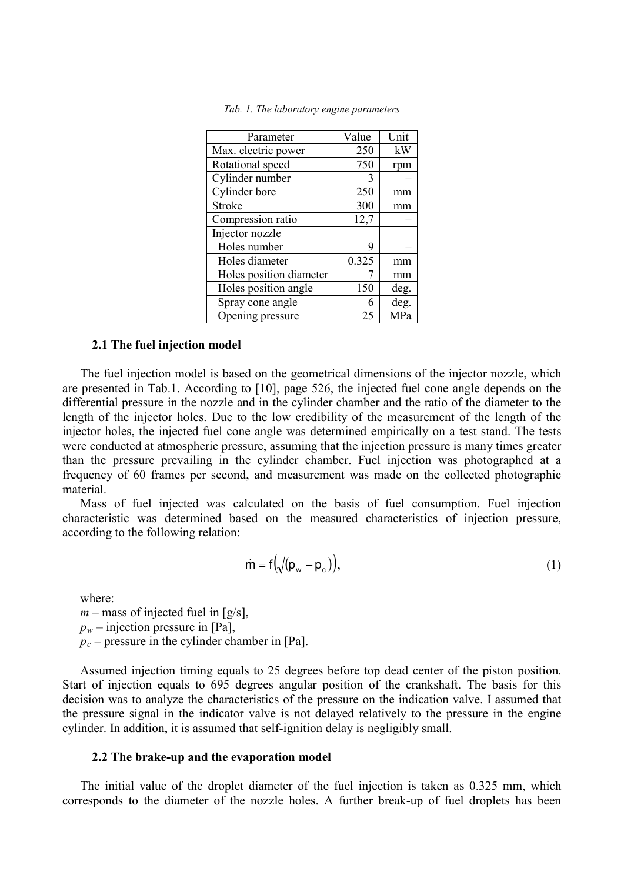*Tab. 1. The laboratory engine parameters*

| Parameter | Value | Unit |
|---|---|---|
| Max. electric power | 250 | kW |
| Rotational speed | 750 | rpm |
| Cylinder number | 3 | – |
| Cylinder bore | 250 | mm |
| Stroke | 300 | mm |
| Compression ratio | 12,7 | – |
| Injector nozzle | | |
| Holes number | 9 | – |
| Holes diameter | 0.325 | mm |
| Holes position diameter | 7 | mm |
| Holes position angle | 150 | deg. |
| Spray cone angle | 6 | deg. |
| Opening pressure | 25 | MPa |

### 2.1 The fuel injection model

The fuel injection model is based on the geometrical dimensions of the injector nozzle, which are presented in Tab.1. According to [10], page 526, the injected fuel cone angle depends on the differential pressure in the nozzle and in the cylinder chamber and the ratio of the diameter to the length of the injector holes. Due to the low credibility of the measurement of the length of the injector holes, the injected fuel cone angle was determined empirically on a test stand. The tests were conducted at atmospheric pressure, assuming that the injection pressure is many times greater than the pressure prevailing in the cylinder chamber. Fuel injection was photographed at a frequency of 60 frames per second, and measurement was made on the collected photographic material.

Mass of fuel injected was calculated on the basis of fuel consumption. Fuel injection characteristic was determined based on the measured characteristics of injection pressure, according to the following relation:

$$\dot{m} = f\left(\sqrt{(p_w - p_c)}\right), \tag{1}$$

where:
$m$ – mass of injected fuel in [g/s],
$p_w$ – injection pressure in [Pa],
$p_c$ – pressure in the cylinder chamber in [Pa].

Assumed injection timing equals to 25 degrees before top dead center of the piston position. Start of injection equals to 695 degrees angular position of the crankshaft. The basis for this decision was to analyze the characteristics of the pressure on the indication valve. I assumed that the pressure signal in the indicator valve is not delayed relatively to the pressure in the engine cylinder. In addition, it is assumed that self-ignition delay is negligibly small.

### 2.2 The brake-up and the evaporation model

The initial value of the droplet diameter of the fuel injection is taken as 0.325 mm, which corresponds to the diameter of the nozzle holes. A further break-up of fuel droplets has been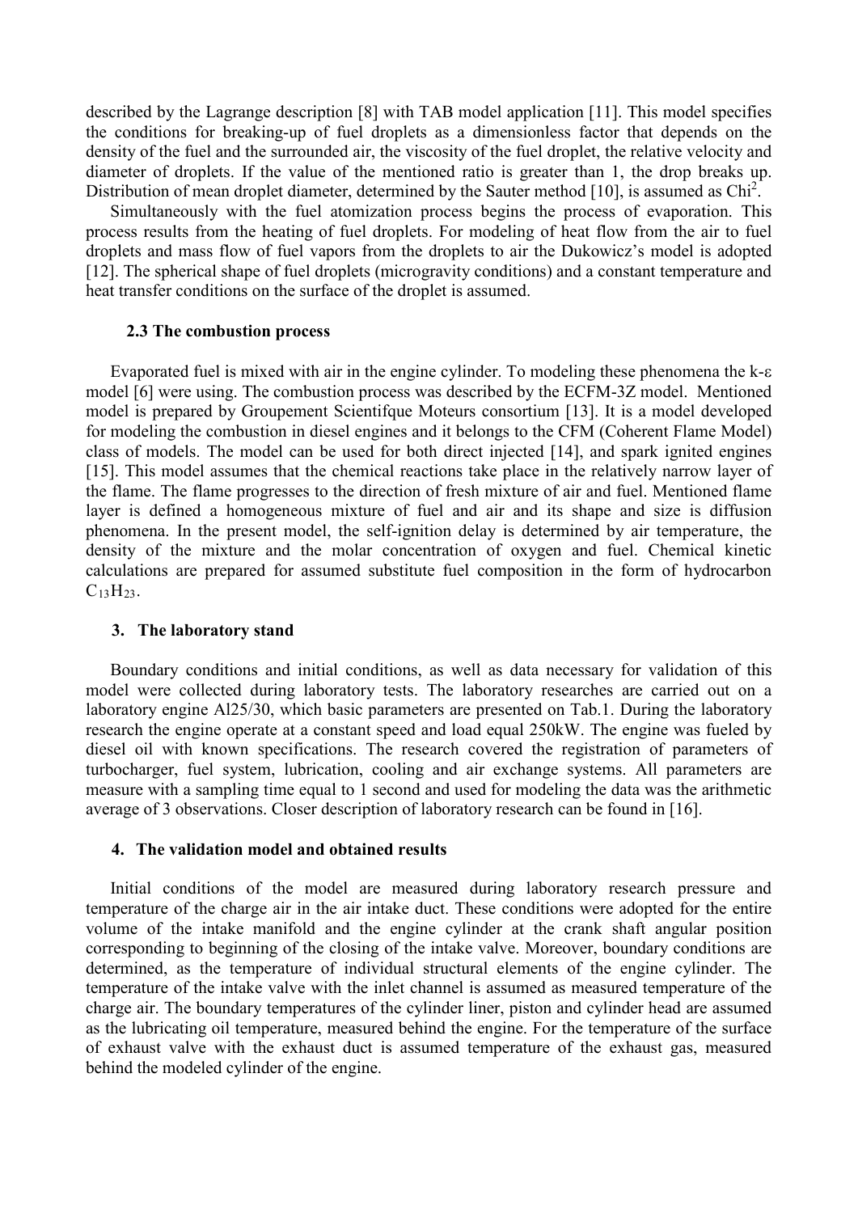described by the Lagrange description [8] with TAB model application [11]. This model specifies the conditions for breaking-up of fuel droplets as a dimensionless factor that depends on the density of the fuel and the surrounded air, the viscosity of the fuel droplet, the relative velocity and diameter of droplets. If the value of the mentioned ratio is greater than 1, the drop breaks up. Distribution of mean droplet diameter, determined by the Sauter method [10], is assumed as $Chi^2$.

Simultaneously with the fuel atomization process begins the process of evaporation. This process results from the heating of fuel droplets. For modeling of heat flow from the air to fuel droplets and mass flow of fuel vapors from the droplets to air the Dukowicz's model is adopted [12]. The spherical shape of fuel droplets (microgravity conditions) and a constant temperature and heat transfer conditions on the surface of the droplet is assumed.

### 2.3 The combustion process

Evaporated fuel is mixed with air in the engine cylinder. To modeling these phenomena the k-$\varepsilon$ model [6] were using. The combustion process was described by the ECFM-3Z model. Mentioned model is prepared by Groupement Scientifque Moteurs consortium [13]. It is a model developed for modeling the combustion in diesel engines and it belongs to the CFM (Coherent Flame Model) class of models. The model can be used for both direct injected [14], and spark ignited engines [15]. This model assumes that the chemical reactions take place in the relatively narrow layer of the flame. The flame progresses to the direction of fresh mixture of air and fuel. Mentioned flame layer is defined a homogeneous mixture of fuel and air and its shape and size is diffusion phenomena. In the present model, the self-ignition delay is determined by air temperature, the density of the mixture and the molar concentration of oxygen and fuel. Chemical kinetic calculations are prepared for assumed substitute fuel composition in the form of hydrocarbon $C_{13}H_{23}$.

## 3. The laboratory stand

Boundary conditions and initial conditions, as well as data necessary for validation of this model were collected during laboratory tests. The laboratory researches are carried out on a laboratory engine Al25/30, which basic parameters are presented on Tab.1. During the laboratory research the engine operate at a constant speed and load equal 250kW. The engine was fueled by diesel oil with known specifications. The research covered the registration of parameters of turbocharger, fuel system, lubrication, cooling and air exchange systems. All parameters are measure with a sampling time equal to 1 second and used for modeling the data was the arithmetic average of 3 observations. Closer description of laboratory research can be found in [16].

## 4. The validation model and obtained results

Initial conditions of the model are measured during laboratory research pressure and temperature of the charge air in the air intake duct. These conditions were adopted for the entire volume of the intake manifold and the engine cylinder at the crank shaft angular position corresponding to beginning of the closing of the intake valve. Moreover, boundary conditions are determined, as the temperature of individual structural elements of the engine cylinder. The temperature of the intake valve with the inlet channel is assumed as measured temperature of the charge air. The boundary temperatures of the cylinder liner, piston and cylinder head are assumed as the lubricating oil temperature, measured behind the engine. For the temperature of the surface of exhaust valve with the exhaust duct is assumed temperature of the exhaust gas, measured behind the modeled cylinder of the engine.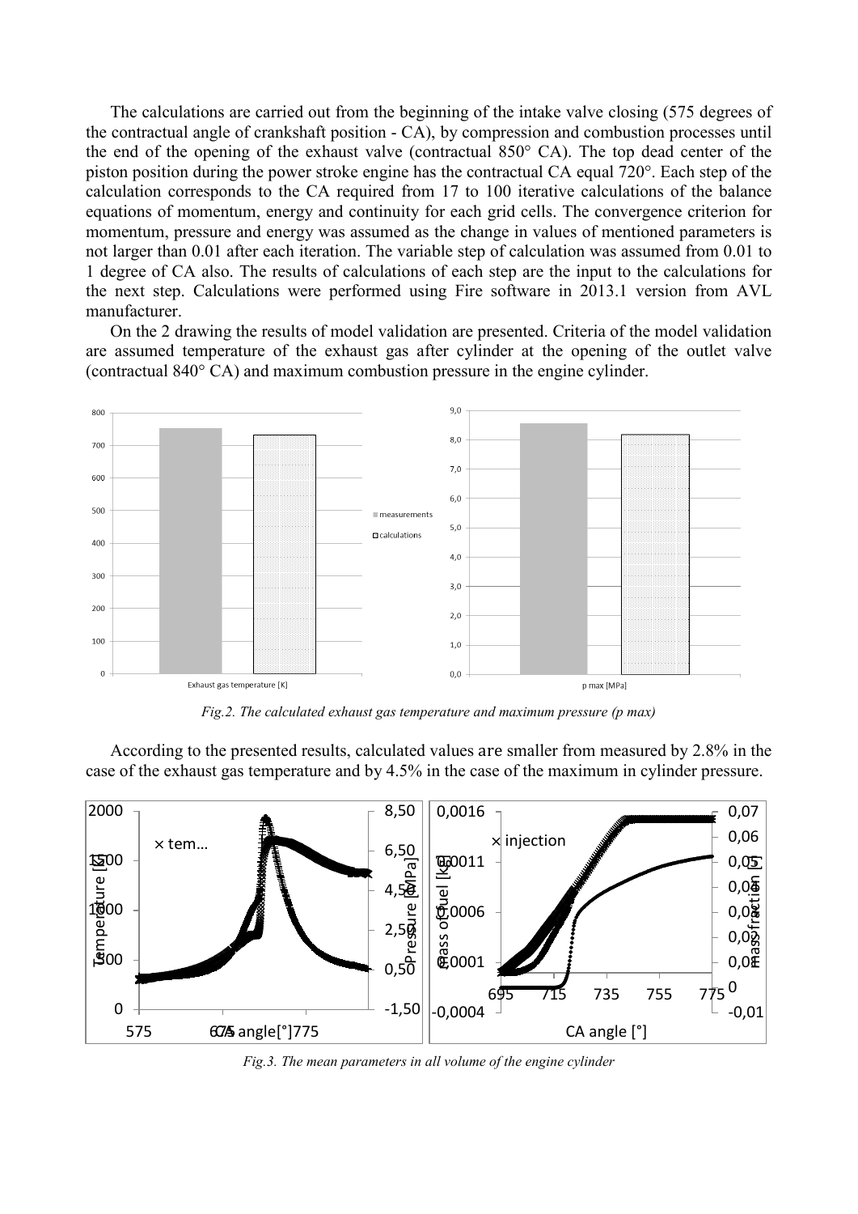The calculations are carried out from the beginning of the intake valve closing (575 degrees of the contractual angle of crankshaft position - CA), by compression and combustion processes until the end of the opening of the exhaust valve (contractual 850° CA). The top dead center of the piston position during the power stroke engine has the contractual CA equal 720°. Each step of the calculation corresponds to the CA required from 17 to 100 iterative calculations of the balance equations of momentum, energy and continuity for each grid cells. The convergence criterion for momentum, pressure and energy was assumed as the change in values of mentioned parameters is not larger than 0.01 after each iteration. The variable step of calculation was assumed from 0.01 to 1 degree of CA also. The results of calculations of each step are the input to the calculations for the next step. Calculations were performed using Fire software in 2013.1 version from AVL manufacturer.

On the 2 drawing the results of model validation are presented. Criteria of the model validation are assumed temperature of the exhaust gas after cylinder at the opening of the outlet valve (contractual 840° CA) and maximum combustion pressure in the engine cylinder.

*Fig.2. The calculated exhaust gas temperature and maximum pressure (p max)*

According to the presented results, calculated values are smaller from measured by 2.8% in the case of the exhaust gas temperature and by 4.5% in the case of the maximum in cylinder pressure.

*Fig.3. The mean parameters in all volume of the engine cylinder*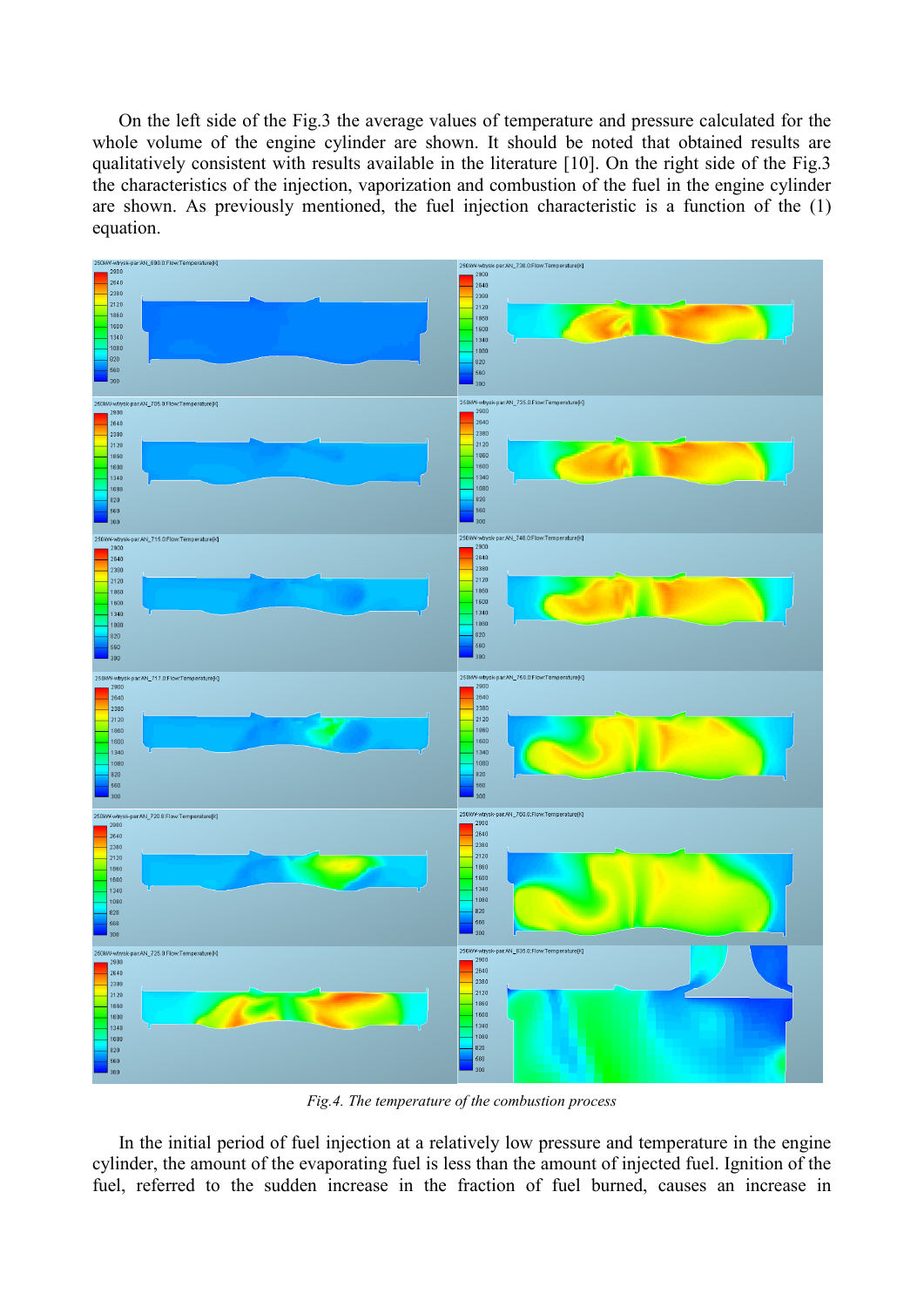On the left side of the Fig.3 the average values of temperature and pressure calculated for the whole volume of the engine cylinder are shown. It should be noted that obtained results are qualitatively consistent with results available in the literature [10]. On the right side of the Fig.3 the characteristics of the injection, vaporization and combustion of the fuel in the engine cylinder are shown. As previously mentioned, the fuel injection characteristic is a function of the (1) equation.

*Fig.4. The temperature of the combustion process*

In the initial period of fuel injection at a relatively low pressure and temperature in the engine cylinder, the amount of the evaporating fuel is less than the amount of injected fuel. Ignition of the fuel, referred to the sudden increase in the fraction of fuel burned, causes an increase in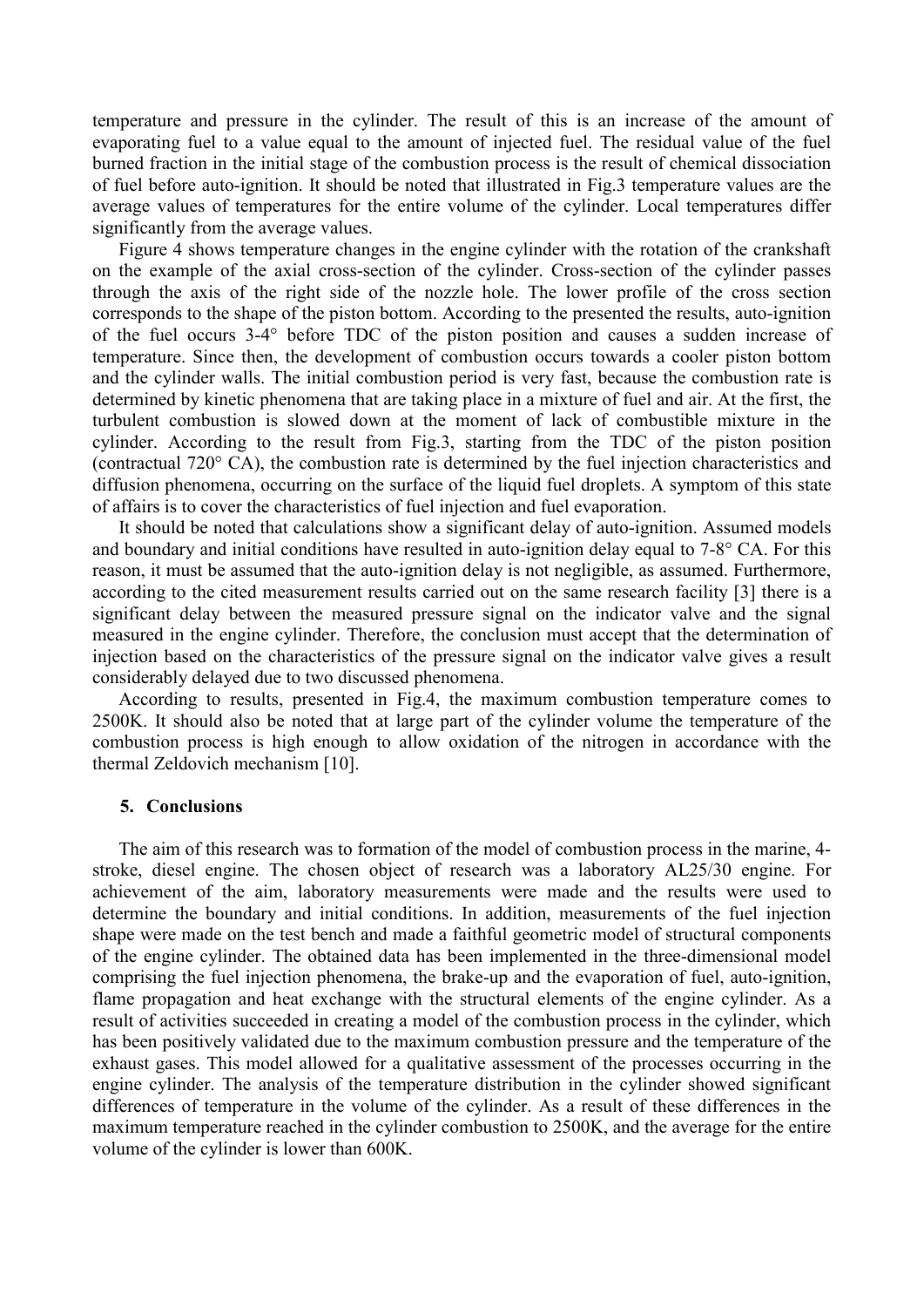temperature and pressure in the cylinder. The result of this is an increase of the amount of evaporating fuel to a value equal to the amount of injected fuel. The residual value of the fuel burned fraction in the initial stage of the combustion process is the result of chemical dissociation of fuel before auto-ignition. It should be noted that illustrated in Fig.3 temperature values are the average values of temperatures for the entire volume of the cylinder. Local temperatures differ significantly from the average values.

Figure 4 shows temperature changes in the engine cylinder with the rotation of the crankshaft on the example of the axial cross-section of the cylinder. Cross-section of the cylinder passes through the axis of the right side of the nozzle hole. The lower profile of the cross section corresponds to the shape of the piston bottom. According to the presented the results, auto-ignition of the fuel occurs 3-4° before TDC of the piston position and causes a sudden increase of temperature. Since then, the development of combustion occurs towards a cooler piston bottom and the cylinder walls. The initial combustion period is very fast, because the combustion rate is determined by kinetic phenomena that are taking place in a mixture of fuel and air. At the first, the turbulent combustion is slowed down at the moment of lack of combustible mixture in the cylinder. According to the result from Fig.3, starting from the TDC of the piston position (contractual 720° CA), the combustion rate is determined by the fuel injection characteristics and diffusion phenomena, occurring on the surface of the liquid fuel droplets. A symptom of this state of affairs is to cover the characteristics of fuel injection and fuel evaporation.

It should be noted that calculations show a significant delay of auto-ignition. Assumed models and boundary and initial conditions have resulted in auto-ignition delay equal to 7-8° CA. For this reason, it must be assumed that the auto-ignition delay is not negligible, as assumed. Furthermore, according to the cited measurement results carried out on the same research facility [3] there is a significant delay between the measured pressure signal on the indicator valve and the signal measured in the engine cylinder. Therefore, the conclusion must accept that the determination of injection based on the characteristics of the pressure signal on the indicator valve gives a result considerably delayed due to two discussed phenomena.

According to results, presented in Fig.4, the maximum combustion temperature comes to 2500K. It should also be noted that at large part of the cylinder volume the temperature of the combustion process is high enough to allow oxidation of the nitrogen in accordance with the thermal Zeldovich mechanism [10].

## 5. Conclusions

The aim of this research was to formation of the model of combustion process in the marine, 4-stroke, diesel engine. The chosen object of research was a laboratory AL25/30 engine. For achievement of the aim, laboratory measurements were made and the results were used to determine the boundary and initial conditions. In addition, measurements of the fuel injection shape were made on the test bench and made a faithful geometric model of structural components of the engine cylinder. The obtained data has been implemented in the three-dimensional model comprising the fuel injection phenomena, the brake-up and the evaporation of fuel, auto-ignition, flame propagation and heat exchange with the structural elements of the engine cylinder. As a result of activities succeeded in creating a model of the combustion process in the cylinder, which has been positively validated due to the maximum combustion pressure and the temperature of the exhaust gases. This model allowed for a qualitative assessment of the processes occurring in the engine cylinder. The analysis of the temperature distribution in the cylinder showed significant differences of temperature in the volume of the cylinder. As a result of these differences in the maximum temperature reached in the cylinder combustion to 2500K, and the average for the entire volume of the cylinder is lower than 600K.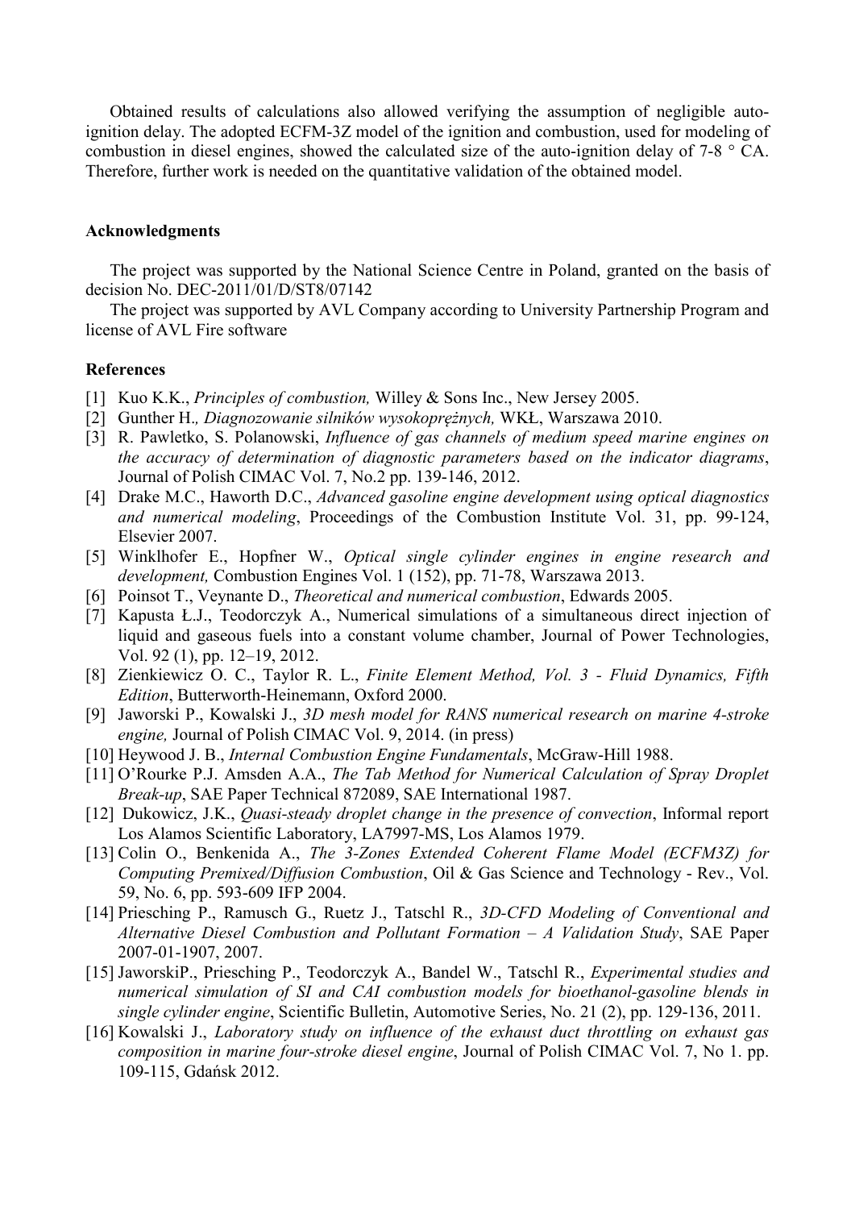Obtained results of calculations also allowed verifying the assumption of negligible auto-ignition delay. The adopted ECFM-3Z model of the ignition and combustion, used for modeling of combustion in diesel engines, showed the calculated size of the auto-ignition delay of 7-8 ° CA. Therefore, further work is needed on the quantitative validation of the obtained model.

## Acknowledgments

The project was supported by the National Science Centre in Poland, granted on the basis of decision No. DEC-2011/01/D/ST8/07142

The project was supported by AVL Company according to University Partnership Program and license of AVL Fire software

## References

[1] Kuo K.K., *Principles of combustion,* Willey & Sons Inc., New Jersey 2005.

[2] Gunther H.*, Diagnozowanie silników wysokoprężnych,* WKŁ, Warszawa 2010.

[3] R. Pawletko, S. Polanowski, *Influence of gas channels of medium speed marine engines on the accuracy of determination of diagnostic parameters based on the indicator diagrams*, Journal of Polish CIMAC Vol. 7, No.2 pp. 139-146, 2012.

[4] Drake M.C., Haworth D.C., *Advanced gasoline engine development using optical diagnostics and numerical modeling*, Proceedings of the Combustion Institute Vol. 31, pp. 99-124, Elsevier 2007.

[5] Winklhofer E., Hopfner W., *Optical single cylinder engines in engine research and development,* Combustion Engines Vol. 1 (152), pp. 71-78, Warszawa 2013.

[6] Poinsot T., Veynante D., *Theoretical and numerical combustion*, Edwards 2005.

[7] Kapusta Ł.J., Teodorczyk A., Numerical simulations of a simultaneous direct injection of liquid and gaseous fuels into a constant volume chamber, Journal of Power Technologies, Vol. 92 (1), pp. 12–19, 2012.

[8] Zienkiewicz O. C., Taylor R. L., *Finite Element Method, Vol. 3 - Fluid Dynamics, Fifth Edition*, Butterworth-Heinemann, Oxford 2000.

[9] Jaworski P., Kowalski J., *3D mesh model for RANS numerical research on marine 4-stroke engine,* Journal of Polish CIMAC Vol. 9, 2014. (in press)

[10] Heywood J. B., *Internal Combustion Engine Fundamentals*, McGraw-Hill 1988.

[11] O'Rourke P.J. Amsden A.A., *The Tab Method for Numerical Calculation of Spray Droplet Break-up*, SAE Paper Technical 872089, SAE International 1987.

[12] Dukowicz, J.K., *Quasi-steady droplet change in the presence of convection*, Informal report Los Alamos Scientific Laboratory, LA7997-MS, Los Alamos 1979.

[13] Colin O., Benkenida A., *The 3-Zones Extended Coherent Flame Model (ECFM3Z) for Computing Premixed/Diffusion Combustion*, Oil & Gas Science and Technology - Rev., Vol. 59, No. 6, pp. 593-609 IFP 2004.

[14] Priesching P., Ramusch G., Ruetz J., Tatschl R., *3D-CFD Modeling of Conventional and Alternative Diesel Combustion and Pollutant Formation – A Validation Study*, SAE Paper 2007-01-1907, 2007.

[15] JaworskiP., Priesching P., Teodorczyk A., Bandel W., Tatschl R., *Experimental studies and numerical simulation of SI and CAI combustion models for bioethanol-gasoline blends in single cylinder engine*, Scientific Bulletin, Automotive Series, No. 21 (2), pp. 129-136, 2011.

[16] Kowalski J., *Laboratory study on influence of the exhaust duct throttling on exhaust gas composition in marine four-stroke diesel engine*, Journal of Polish CIMAC Vol. 7, No 1. pp. 109-115, Gdańsk 2012.